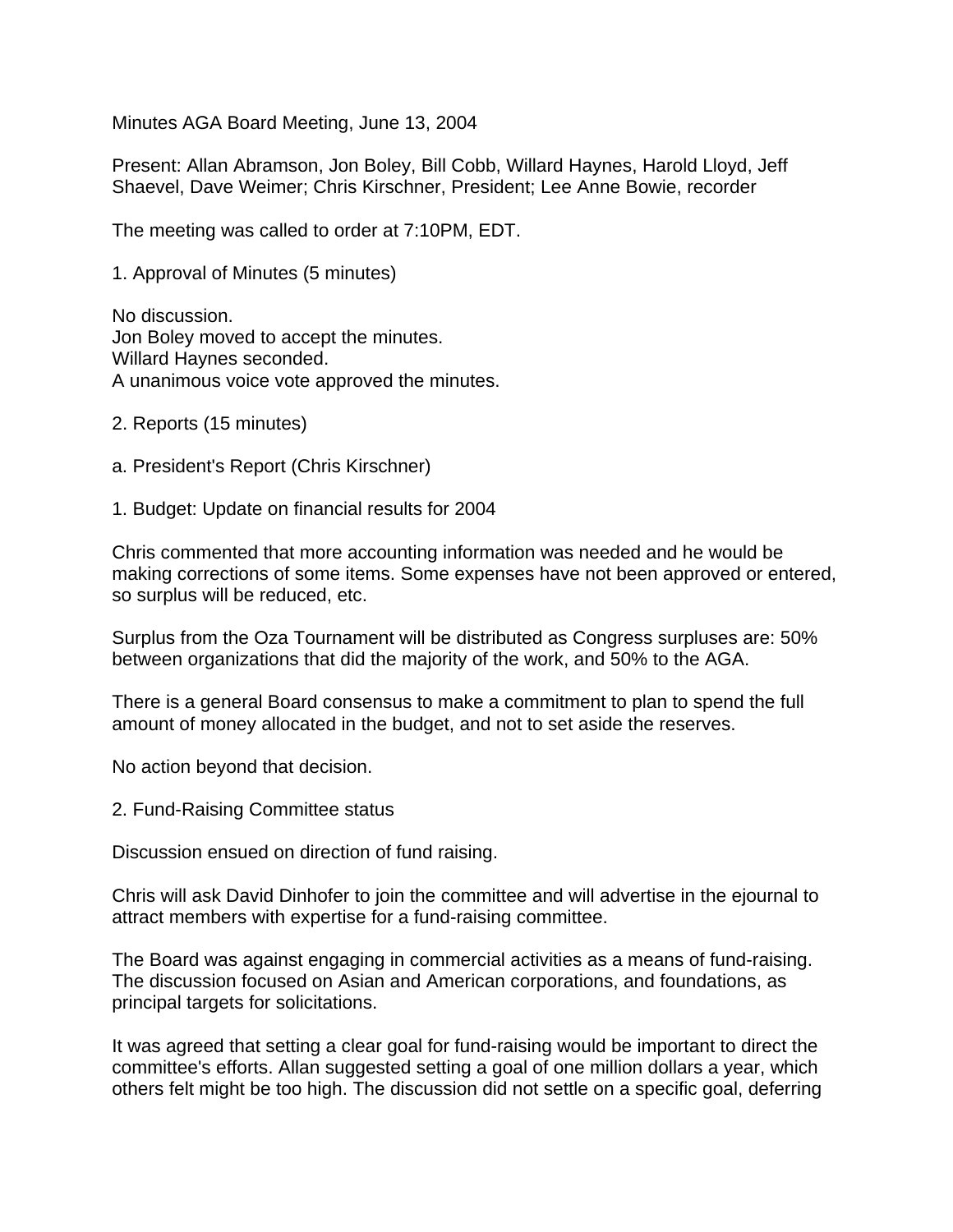Minutes AGA Board Meeting, June 13, 2004

Present: Allan Abramson, Jon Boley, Bill Cobb, Willard Haynes, Harold Lloyd, Jeff Shaevel, Dave Weimer; Chris Kirschner, President; Lee Anne Bowie, recorder

The meeting was called to order at 7:10PM, EDT.

1. Approval of Minutes (5 minutes)

No discussion.
Jon Boley moved to accept the minutes.
Willard Haynes seconded.
A unanimous voice vote approved the minutes.

2. Reports (15 minutes)

a. President's Report (Chris Kirschner)

1. Budget: Update on financial results for 2004

Chris commented that more accounting information was needed and he would be making corrections of some items. Some expenses have not been approved or entered, so surplus will be reduced, etc.

Surplus from the Oza Tournament will be distributed as Congress surpluses are: 50% between organizations that did the majority of the work, and 50% to the AGA.

There is a general Board consensus to make a commitment to plan to spend the full amount of money allocated in the budget, and not to set aside the reserves.

No action beyond that decision.

2. Fund-Raising Committee status

Discussion ensued on direction of fund raising.

Chris will ask David Dinhofer to join the committee and will advertise in the ejournal to attract members with expertise for a fund-raising committee.

The Board was against engaging in commercial activities as a means of fund-raising. The discussion focused on Asian and American corporations, and foundations, as principal targets for solicitations.

It was agreed that setting a clear goal for fund-raising would be important to direct the committee's efforts. Allan suggested setting a goal of one million dollars a year, which others felt might be too high. The discussion did not settle on a specific goal, deferring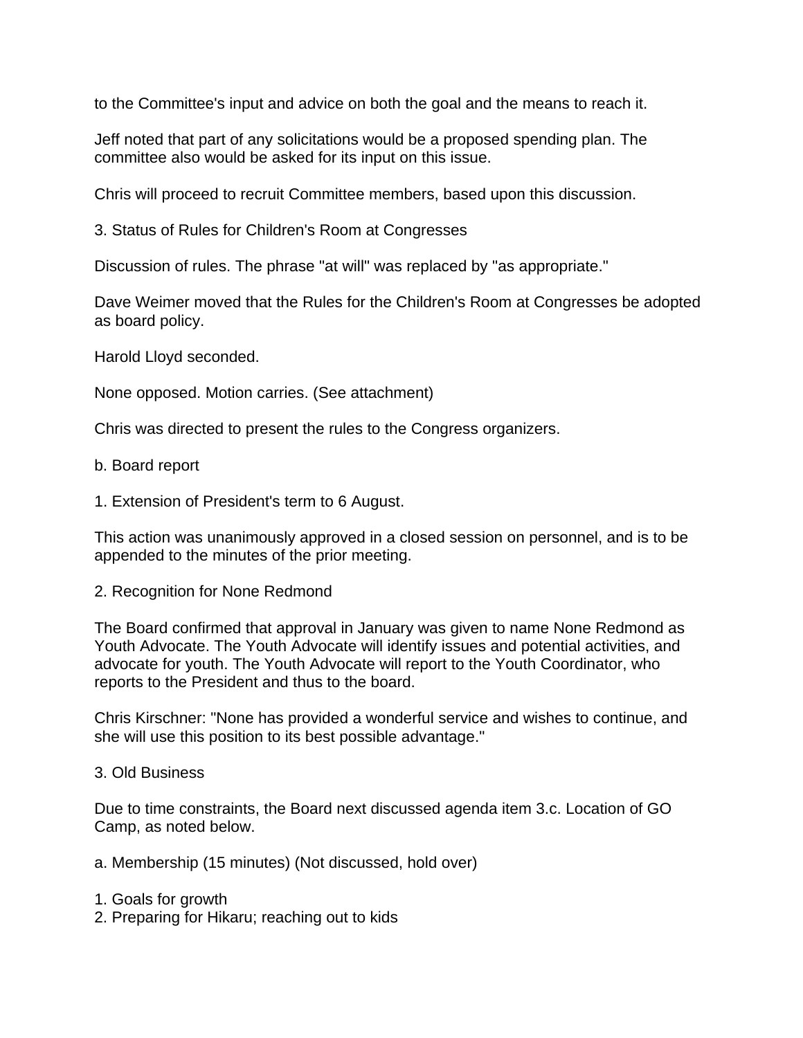to the Committee's input and advice on both the goal and the means to reach it.

Jeff noted that part of any solicitations would be a proposed spending plan. The committee also would be asked for its input on this issue.

Chris will proceed to recruit Committee members, based upon this discussion.

3. Status of Rules for Children's Room at Congresses

Discussion of rules. The phrase "at will" was replaced by "as appropriate."

Dave Weimer moved that the Rules for the Children's Room at Congresses be adopted as board policy.

Harold Lloyd seconded.

None opposed. Motion carries. (See attachment)

Chris was directed to present the rules to the Congress organizers.

b. Board report

1. Extension of President's term to 6 August.

This action was unanimously approved in a closed session on personnel, and is to be appended to the minutes of the prior meeting.

2. Recognition for None Redmond

The Board confirmed that approval in January was given to name None Redmond as Youth Advocate. The Youth Advocate will identify issues and potential activities, and advocate for youth. The Youth Advocate will report to the Youth Coordinator, who reports to the President and thus to the board.

Chris Kirschner: "None has provided a wonderful service and wishes to continue, and she will use this position to its best possible advantage."

3. Old Business

Due to time constraints, the Board next discussed agenda item 3.c. Location of GO Camp, as noted below.

a. Membership (15 minutes) (Not discussed, hold over)

1. Goals for growth
2. Preparing for Hikaru; reaching out to kids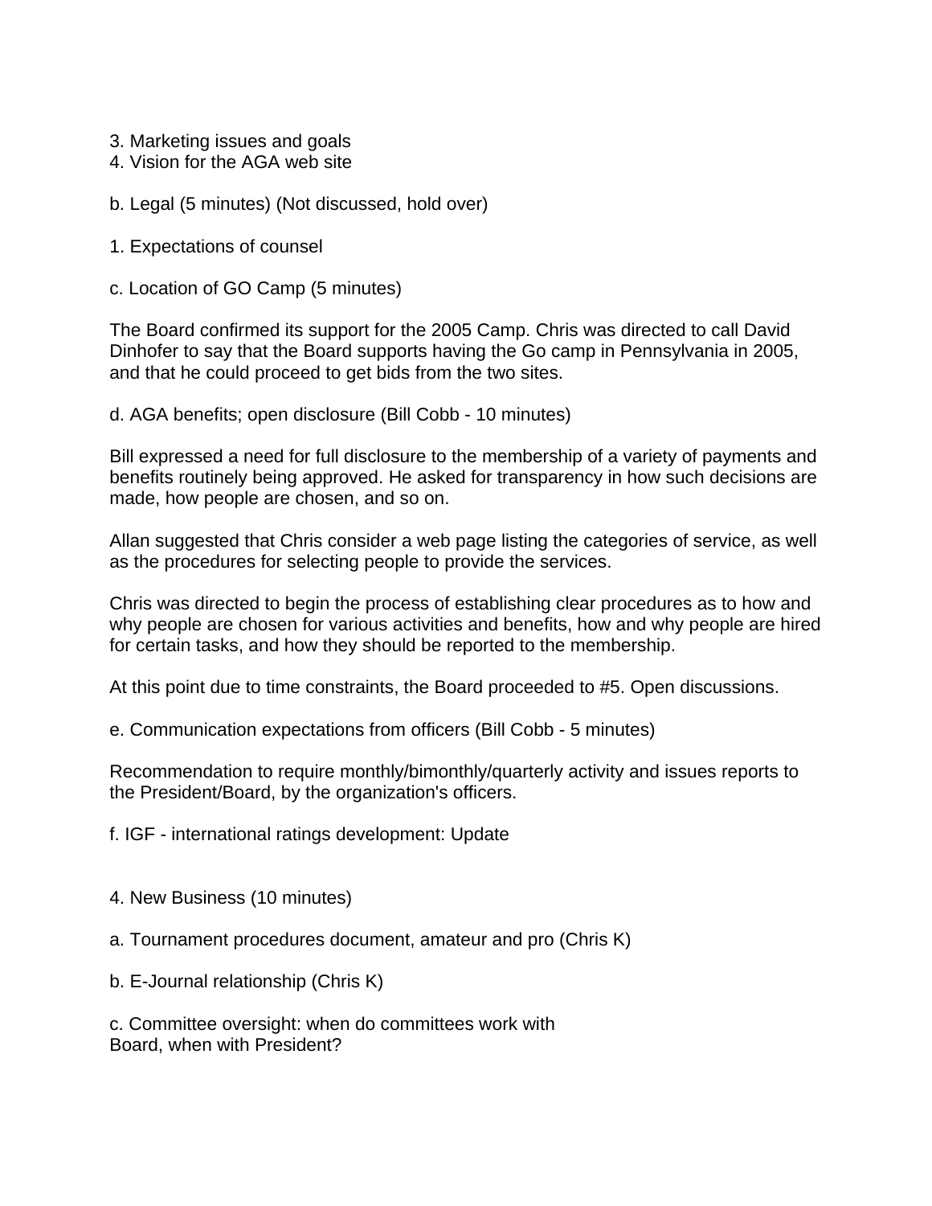3. Marketing issues and goals
4. Vision for the AGA web site

b. Legal (5 minutes) (Not discussed, hold over)

1. Expectations of counsel

c. Location of GO Camp (5 minutes)

The Board confirmed its support for the 2005 Camp. Chris was directed to call David Dinhofer to say that the Board supports having the Go camp in Pennsylvania in 2005, and that he could proceed to get bids from the two sites.

d. AGA benefits; open disclosure (Bill Cobb - 10 minutes)

Bill expressed a need for full disclosure to the membership of a variety of payments and benefits routinely being approved. He asked for transparency in how such decisions are made, how people are chosen, and so on.

Allan suggested that Chris consider a web page listing the categories of service, as well as the procedures for selecting people to provide the services.

Chris was directed to begin the process of establishing clear procedures as to how and why people are chosen for various activities and benefits, how and why people are hired for certain tasks, and how they should be reported to the membership.

At this point due to time constraints, the Board proceeded to #5. Open discussions.

e. Communication expectations from officers (Bill Cobb - 5 minutes)

Recommendation to require monthly/bimonthly/quarterly activity and issues reports to the President/Board, by the organization's officers.

f. IGF - international ratings development: Update

4. New Business (10 minutes)

a. Tournament procedures document, amateur and pro (Chris K)

b. E-Journal relationship (Chris K)

c. Committee oversight: when do committees work with Board, when with President?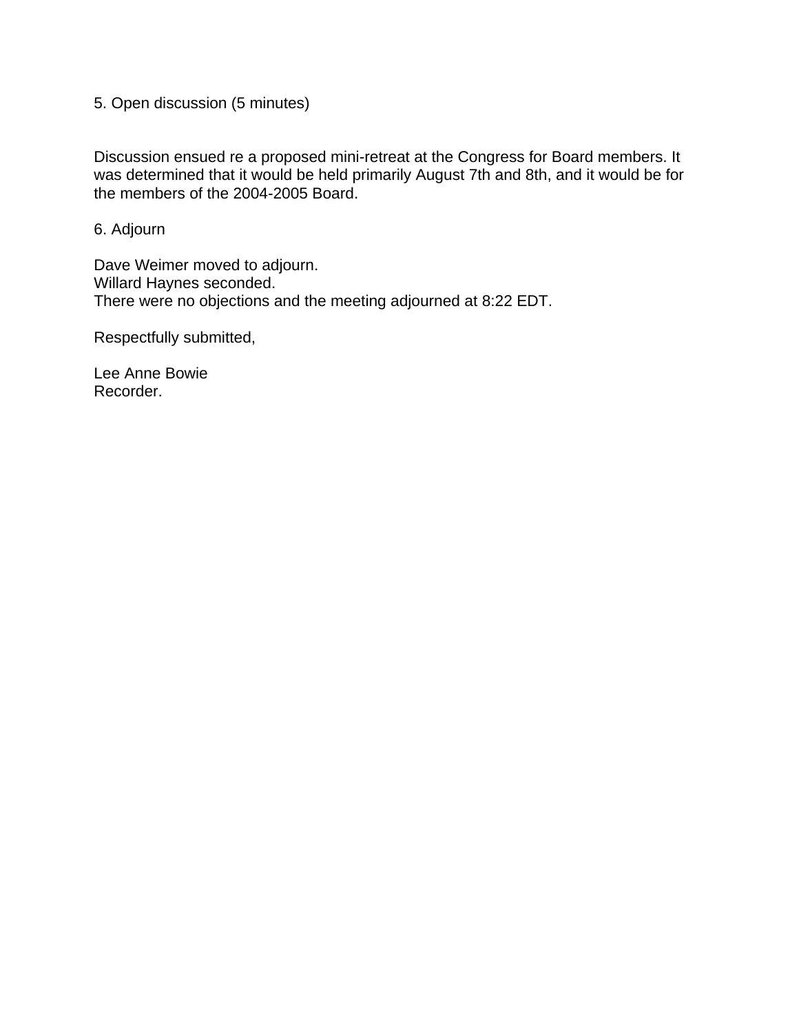5. Open discussion (5 minutes)

Discussion ensued re a proposed mini-retreat at the Congress for Board members. It was determined that it would be held primarily August 7th and 8th, and it would be for the members of the 2004-2005 Board.

6. Adjourn

Dave Weimer moved to adjourn.
Willard Haynes seconded.
There were no objections and the meeting adjourned at 8:22 EDT.

Respectfully submitted,

Lee Anne Bowie
Recorder.